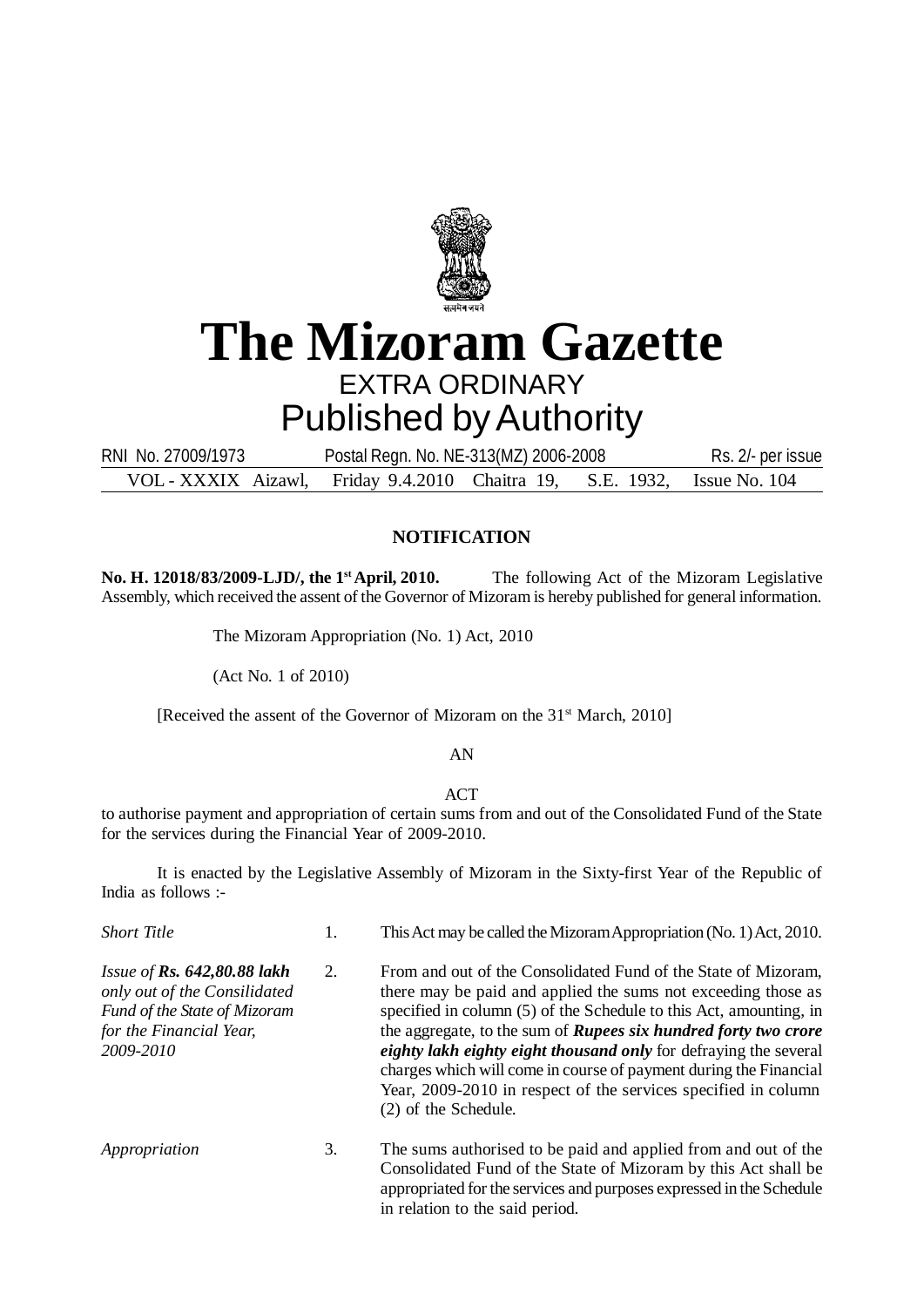# The Mizoram Gazette

EXTRA ORDINARY

Published by Authority

RNI No. 27009/1973 Postal Regn. No. NE-313(MZ) 2006-2008 Rs. 2/- per issue

VOL - XXXIX Aizawl, Friday 9.4.2010 Chaitra 19, S.E. 1932, Issue No. 104

## NOTIFICATION

**No. H. 12018/83/2009-LJD/, the 1st April, 2010.** The following Act of the Mizoram Legislative Assembly, which received the assent of the Governor of Mizoram is hereby published for general information.

The Mizoram Appropriation (No. 1) Act, 2010

(Act No. 1 of 2010)

[Received the assent of the Governor of Mizoram on the 31st March, 2010]

AN

ACT

to authorise payment and appropriation of certain sums from and out of the Consolidated Fund of the State for the services during the Financial Year of 2009-2010.

It is enacted by the Legislative Assembly of Mizoram in the Sixty-first Year of the Republic of India as follows :-

*Short Title*

1. This Act may be called the Mizoram Appropriation (No. 1) Act, 2010.

*Issue of **Rs. 642,80.88 lakh** only out of the Consilidated Fund of the State of Mizoram for the Financial Year, 2009-2010*

2. From and out of the Consolidated Fund of the State of Mizoram, there may be paid and applied the sums not exceeding those as specified in column (5) of the Schedule to this Act, amounting, in the aggregate, to the sum of ***Rupees six hundred forty two crore eighty lakh eighty eight thousand only*** for defraying the several charges which will come in course of payment during the Financial Year, 2009-2010 in respect of the services specified in column (2) of the Schedule.

*Appropriation*

3. The sums authorised to be paid and applied from and out of the Consolidated Fund of the State of Mizoram by this Act shall be appropriated for the services and purposes expressed in the Schedule in relation to the said period.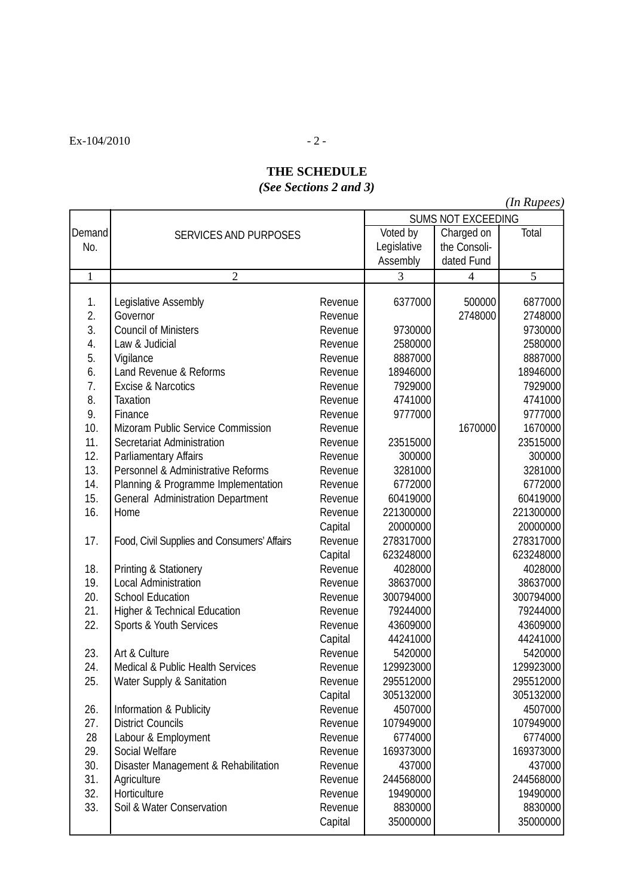## THE SCHEDULE
### *(See Sections 2 and 3)*

*(In Rupees)*

| Demand No. | SERVICES AND PURPOSES | | SUMS NOT EXCEEDING | | |
|---|---|---|---|---|---|
| | | | Voted by Legislative Assembly | Charged on the Consolidated Fund | Total |
| 1 | 2 | | 3 | 4 | 5 |
| 1. | Legislative Assembly | Revenue | 6377000 | 500000 | 6877000 |
| 2. | Governor | Revenue | | 2748000 | 2748000 |
| 3. | Council of Ministers | Revenue | 9730000 | | 9730000 |
| 4. | Law & Judicial | Revenue | 2580000 | | 2580000 |
| 5. | Vigilance | Revenue | 8887000 | | 8887000 |
| 6. | Land Revenue & Reforms | Revenue | 18946000 | | 18946000 |
| 7. | Excise & Narcotics | Revenue | 7929000 | | 7929000 |
| 8. | Taxation | Revenue | 4741000 | | 4741000 |
| 9. | Finance | Revenue | 9777000 | | 9777000 |
| 10. | Mizoram Public Service Commission | Revenue | | 1670000 | 1670000 |
| 11. | Secretariat Administration | Revenue | 23515000 | | 23515000 |
| 12. | Parliamentary Affairs | Revenue | 300000 | | 300000 |
| 13. | Personnel & Administrative Reforms | Revenue | 3281000 | | 3281000 |
| 14. | Planning & Programme Implementation | Revenue | 6772000 | | 6772000 |
| 15. | General Administration Department | Revenue | 60419000 | | 60419000 |
| 16. | Home | Revenue | 221300000 | | 221300000 |
| | | Capital | 20000000 | | 20000000 |
| 17. | Food, Civil Supplies and Consumers' Affairs | Revenue | 278317000 | | 278317000 |
| | | Capital | 623248000 | | 623248000 |
| 18. | Printing & Stationery | Revenue | 4028000 | | 4028000 |
| 19. | Local Administration | Revenue | 38637000 | | 38637000 |
| 20. | School Education | Revenue | 300794000 | | 300794000 |
| 21. | Higher & Technical Education | Revenue | 79244000 | | 79244000 |
| 22. | Sports & Youth Services | Revenue | 43609000 | | 43609000 |
| | | Capital | 44241000 | | 44241000 |
| 23. | Art & Culture | Revenue | 5420000 | | 5420000 |
| 24. | Medical & Public Health Services | Revenue | 129923000 | | 129923000 |
| 25. | Water Supply & Sanitation | Revenue | 295512000 | | 295512000 |
| | | Capital | 305132000 | | 305132000 |
| 26. | Information & Publicity | Revenue | 4507000 | | 4507000 |
| 27. | District Councils | Revenue | 107949000 | | 107949000 |
| 28 | Labour & Employment | Revenue | 6774000 | | 6774000 |
| 29. | Social Welfare | Revenue | 169373000 | | 169373000 |
| 30. | Disaster Management & Rehabilitation | Revenue | 437000 | | 437000 |
| 31. | Agriculture | Revenue | 244568000 | | 244568000 |
| 32. | Horticulture | Revenue | 19490000 | | 19490000 |
| 33. | Soil & Water Conservation | Revenue | 8830000 | | 8830000 |
| | | Capital | 35000000 | | 35000000 |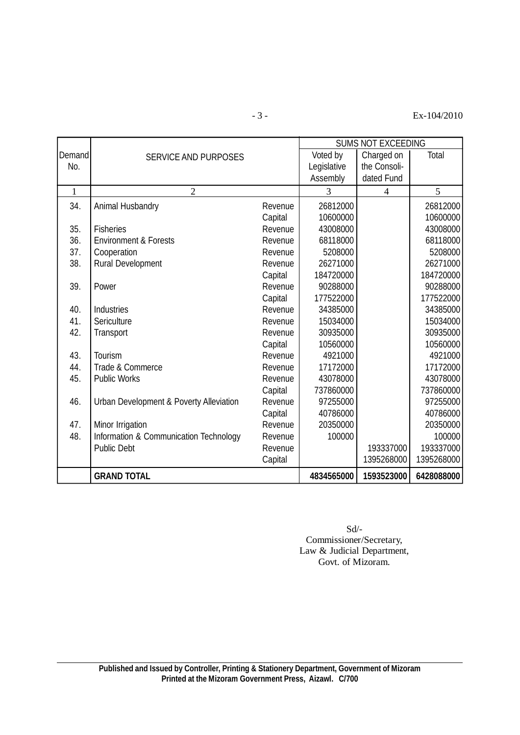| Demand No. | SERVICE AND PURPOSES | | SUMS NOT EXCEEDING | | |
|---|---|---|---|---|---|
| | | | Voted by Legislative Assembly | Charged on the Consolidated Fund | Total |
| 1 | 2 | | 3 | 4 | 5 |
| 34. | Animal Husbandry | Revenue | 26812000 | | 26812000 |
| | | Capital | 10600000 | | 10600000 |
| 35. | Fisheries | Revenue | 43008000 | | 43008000 |
| 36. | Environment & Forests | Revenue | 68118000 | | 68118000 |
| 37. | Cooperation | Revenue | 5208000 | | 5208000 |
| 38. | Rural Development | Revenue | 26271000 | | 26271000 |
| | | Capital | 184720000 | | 184720000 |
| 39. | Power | Revenue | 90288000 | | 90288000 |
| | | Capital | 177522000 | | 177522000 |
| 40. | Industries | Revenue | 34385000 | | 34385000 |
| 41. | Sericulture | Revenue | 15034000 | | 15034000 |
| 42. | Transport | Revenue | 30935000 | | 30935000 |
| | | Capital | 10560000 | | 10560000 |
| 43. | Tourism | Revenue | 4921000 | | 4921000 |
| 44. | Trade & Commerce | Revenue | 17172000 | | 17172000 |
| 45. | Public Works | Revenue | 43078000 | | 43078000 |
| | | Capital | 737860000 | | 737860000 |
| 46. | Urban Development & Poverty Alleviation | Revenue | 97255000 | | 97255000 |
| | | Capital | 40786000 | | 40786000 |
| 47. | Minor Irrigation | Revenue | 20350000 | | 20350000 |
| 48. | Information & Communication Technology | Revenue | 100000 | | 100000 |
| | Public Debt | Revenue | | 193337000 | 193337000 |
| | | Capital | | 1395268000 | 1395268000 |
| | **GRAND TOTAL** | | **4834565000** | **1593523000** | **6428088000** |

Sd/-
Commissioner/Secretary,
Law & Judicial Department,
Govt. of Mizoram.

**Published and Issued by Controller, Printing & Stationery Department, Government of Mizoram**
**Printed at the Mizoram Government Press, Aizawl. C/700**